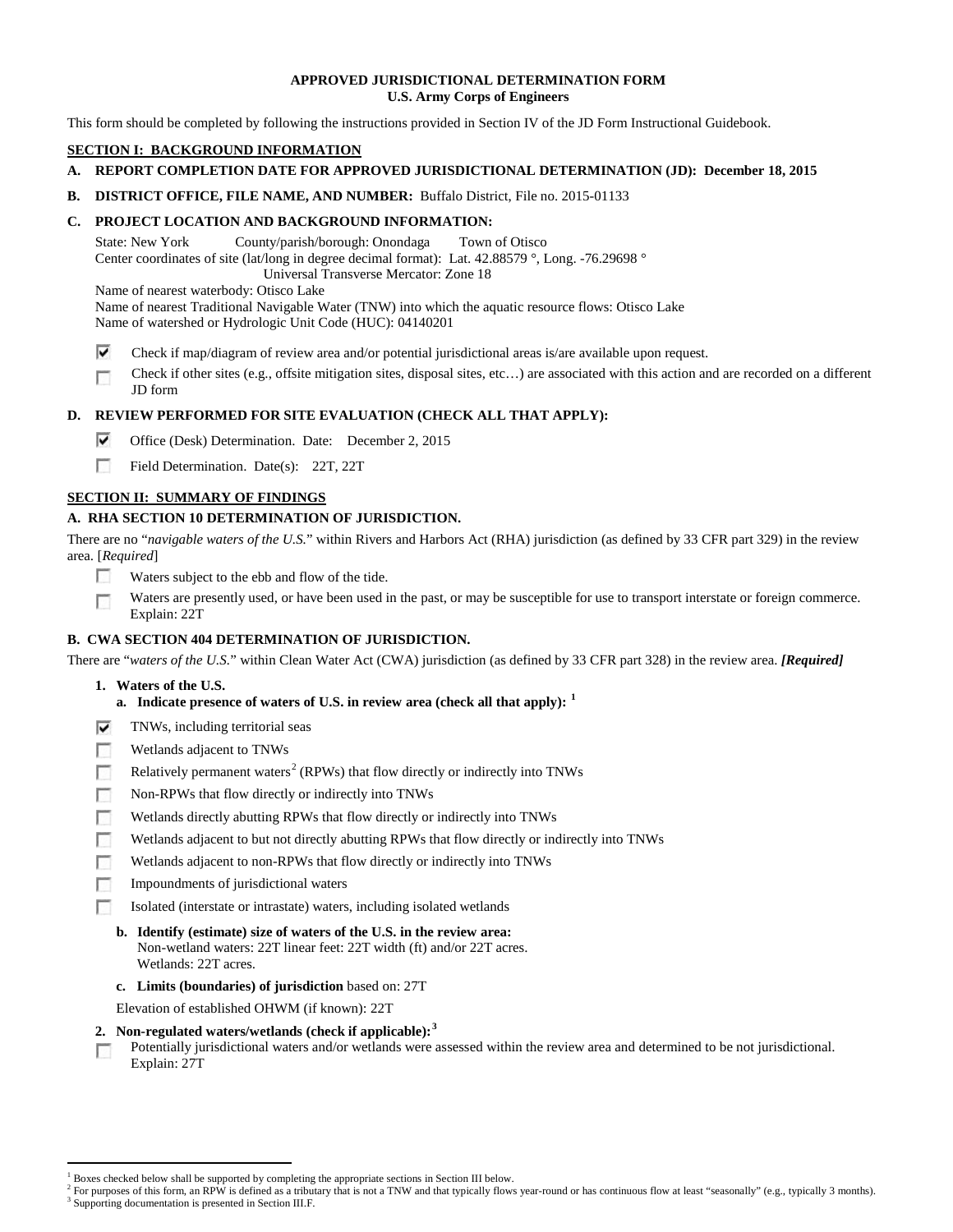**APPROVED JURISDICTIONAL DETERMINATION FORM**
**U.S. Army Corps of Engineers**

This form should be completed by following the instructions provided in Section IV of the JD Form Instructional Guidebook.

## SECTION I: BACKGROUND INFORMATION

**A. REPORT COMPLETION DATE FOR APPROVED JURISDICTIONAL DETERMINATION (JD): December 18, 2015**

**B. DISTRICT OFFICE, FILE NAME, AND NUMBER:** Buffalo District, File no. 2015-01133

**C. PROJECT LOCATION AND BACKGROUND INFORMATION:**

State: New York  County/parish/borough: Onondaga  Town of Otisco
Center coordinates of site (lat/long in degree decimal format): Lat. 42.88579 °, Long. -76.29698 °
Universal Transverse Mercator: Zone 18
Name of nearest waterbody: Otisco Lake
Name of nearest Traditional Navigable Water (TNW) into which the aquatic resource flows: Otisco Lake
Name of watershed or Hydrologic Unit Code (HUC): 04140201

☑ Check if map/diagram of review area and/or potential jurisdictional areas is/are available upon request.
☐ Check if other sites (e.g., offsite mitigation sites, disposal sites, etc…) are associated with this action and are recorded on a different JD form

**D. REVIEW PERFORMED FOR SITE EVALUATION (CHECK ALL THAT APPLY):**

☑ Office (Desk) Determination. Date: December 2, 2015
☐ Field Determination. Date(s): 22T, 22T

## SECTION II: SUMMARY OF FINDINGS

**A. RHA SECTION 10 DETERMINATION OF JURISDICTION.**

There are no "*navigable waters of the U.S.*" within Rivers and Harbors Act (RHA) jurisdiction (as defined by 33 CFR part 329) in the review area. [*Required*]

☐ Waters subject to the ebb and flow of the tide.
☐ Waters are presently used, or have been used in the past, or may be susceptible for use to transport interstate or foreign commerce. Explain: 22T

**B. CWA SECTION 404 DETERMINATION OF JURISDICTION.**

There are "*waters of the U.S.*" within Clean Water Act (CWA) jurisdiction (as defined by 33 CFR part 328) in the review area. ***[Required]***

**1. Waters of the U.S.**

**a. Indicate presence of waters of U.S. in review area (check all that apply):** [1]

☑ TNWs, including territorial seas
☐ Wetlands adjacent to TNWs
☐ Relatively permanent waters[2] (RPWs) that flow directly or indirectly into TNWs
☐ Non-RPWs that flow directly or indirectly into TNWs
☐ Wetlands directly abutting RPWs that flow directly or indirectly into TNWs
☐ Wetlands adjacent to but not directly abutting RPWs that flow directly or indirectly into TNWs
☐ Wetlands adjacent to non-RPWs that flow directly or indirectly into TNWs
☐ Impoundments of jurisdictional waters
☐ Isolated (interstate or intrastate) waters, including isolated wetlands

**b. Identify (estimate) size of waters of the U.S. in the review area:**
Non-wetland waters: 22T linear feet: 22T width (ft) and/or 22T acres.
Wetlands: 22T acres.

**c. Limits (boundaries) of jurisdiction** based on: 27T

Elevation of established OHWM (if known): 22T

**2. Non-regulated waters/wetlands (check if applicable):**[3]

☐ Potentially jurisdictional waters and/or wetlands were assessed within the review area and determined to be not jurisdictional. Explain: 27T

---

[1] Boxes checked below shall be supported by completing the appropriate sections in Section III below.
[2] For purposes of this form, an RPW is defined as a tributary that is not a TNW and that typically flows year-round or has continuous flow at least "seasonally" (e.g., typically 3 months).
[3] Supporting documentation is presented in Section III.F.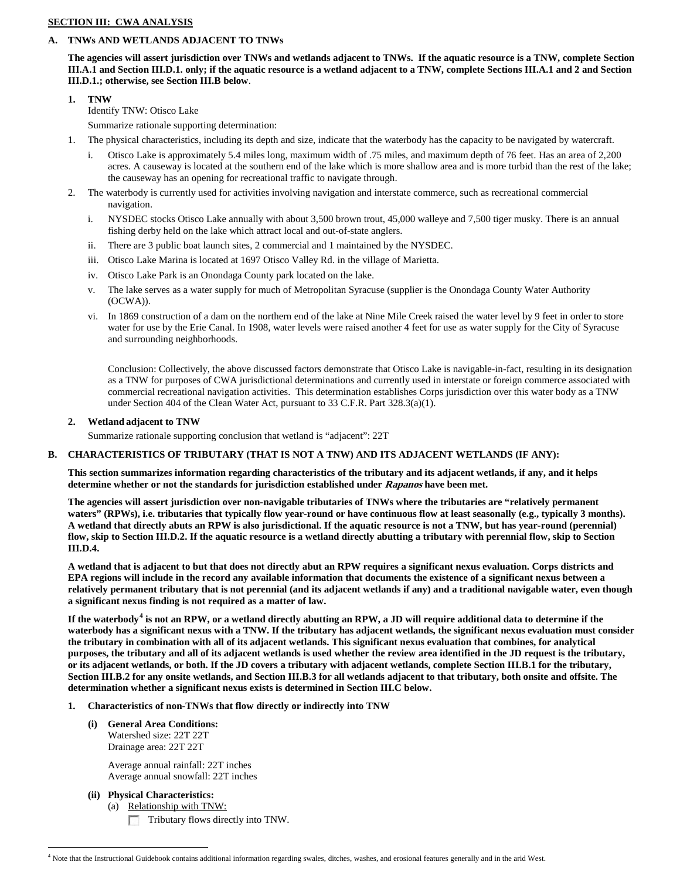**SECTION III: CWA ANALYSIS**

**A. TNWs AND WETLANDS ADJACENT TO TNWs**

**The agencies will assert jurisdiction over TNWs and wetlands adjacent to TNWs. If the aquatic resource is a TNW, complete Section III.A.1 and Section III.D.1. only; if the aquatic resource is a wetland adjacent to a TNW, complete Sections III.A.1 and 2 and Section III.D.1.; otherwise, see Section III.B below**.

**1. TNW**

Identify TNW: Otisco Lake

Summarize rationale supporting determination:

1. The physical characteristics, including its depth and size, indicate that the waterbody has the capacity to be navigated by watercraft.
   - i. Otisco Lake is approximately 5.4 miles long, maximum width of .75 miles, and maximum depth of 76 feet. Has an area of 2,200 acres. A causeway is located at the southern end of the lake which is more shallow area and is more turbid than the rest of the lake; the causeway has an opening for recreational traffic to navigate through.
2. The waterbody is currently used for activities involving navigation and interstate commerce, such as recreational commercial navigation.
   - i. NYSDEC stocks Otisco Lake annually with about 3,500 brown trout, 45,000 walleye and 7,500 tiger musky. There is an annual fishing derby held on the lake which attract local and out-of-state anglers.
   - ii. There are 3 public boat launch sites, 2 commercial and 1 maintained by the NYSDEC.
   - iii. Otisco Lake Marina is located at 1697 Otisco Valley Rd. in the village of Marietta.
   - iv. Otisco Lake Park is an Onondaga County park located on the lake.
   - v. The lake serves as a water supply for much of Metropolitan Syracuse (supplier is the Onondaga County Water Authority (OCWA)).
   - vi. In 1869 construction of a dam on the northern end of the lake at Nine Mile Creek raised the water level by 9 feet in order to store water for use by the Erie Canal. In 1908, water levels were raised another 4 feet for use as water supply for the City of Syracuse and surrounding neighborhoods.

Conclusion: Collectively, the above discussed factors demonstrate that Otisco Lake is navigable-in-fact, resulting in its designation as a TNW for purposes of CWA jurisdictional determinations and currently used in interstate or foreign commerce associated with commercial recreational navigation activities. This determination establishes Corps jurisdiction over this water body as a TNW under Section 404 of the Clean Water Act, pursuant to 33 C.F.R. Part 328.3(a)(1).

**2. Wetland adjacent to TNW**

Summarize rationale supporting conclusion that wetland is "adjacent": 22T

**B. CHARACTERISTICS OF TRIBUTARY (THAT IS NOT A TNW) AND ITS ADJACENT WETLANDS (IF ANY):**

**This section summarizes information regarding characteristics of the tributary and its adjacent wetlands, if any, and it helps determine whether or not the standards for jurisdiction established under *Rapanos* have been met.**

**The agencies will assert jurisdiction over non-navigable tributaries of TNWs where the tributaries are "relatively permanent waters" (RPWs), i.e. tributaries that typically flow year-round or have continuous flow at least seasonally (e.g., typically 3 months). A wetland that directly abuts an RPW is also jurisdictional. If the aquatic resource is not a TNW, but has year-round (perennial) flow, skip to Section III.D.2. If the aquatic resource is a wetland directly abutting a tributary with perennial flow, skip to Section III.D.4.**

**A wetland that is adjacent to but that does not directly abut an RPW requires a significant nexus evaluation. Corps districts and EPA regions will include in the record any available information that documents the existence of a significant nexus between a relatively permanent tributary that is not perennial (and its adjacent wetlands if any) and a traditional navigable water, even though a significant nexus finding is not required as a matter of law.**

**If the waterbody[4] is not an RPW, or a wetland directly abutting an RPW, a JD will require additional data to determine if the waterbody has a significant nexus with a TNW. If the tributary has adjacent wetlands, the significant nexus evaluation must consider the tributary in combination with all of its adjacent wetlands. This significant nexus evaluation that combines, for analytical purposes, the tributary and all of its adjacent wetlands is used whether the review area identified in the JD request is the tributary, or its adjacent wetlands, or both. If the JD covers a tributary with adjacent wetlands, complete Section III.B.1 for the tributary, Section III.B.2 for any onsite wetlands, and Section III.B.3 for all wetlands adjacent to that tributary, both onsite and offsite. The determination whether a significant nexus exists is determined in Section III.C below.**

**1. Characteristics of non-TNWs that flow directly or indirectly into TNW**

**(i) General Area Conditions:**

Watershed size: 22T 22T

Drainage area: 22T 22T

Average annual rainfall: 22T inches

Average annual snowfall: 22T inches

**(ii) Physical Characteristics:**

(a) Relationship with TNW:

☐ Tributary flows directly into TNW.

---

[4] Note that the Instructional Guidebook contains additional information regarding swales, ditches, washes, and erosional features generally and in the arid West.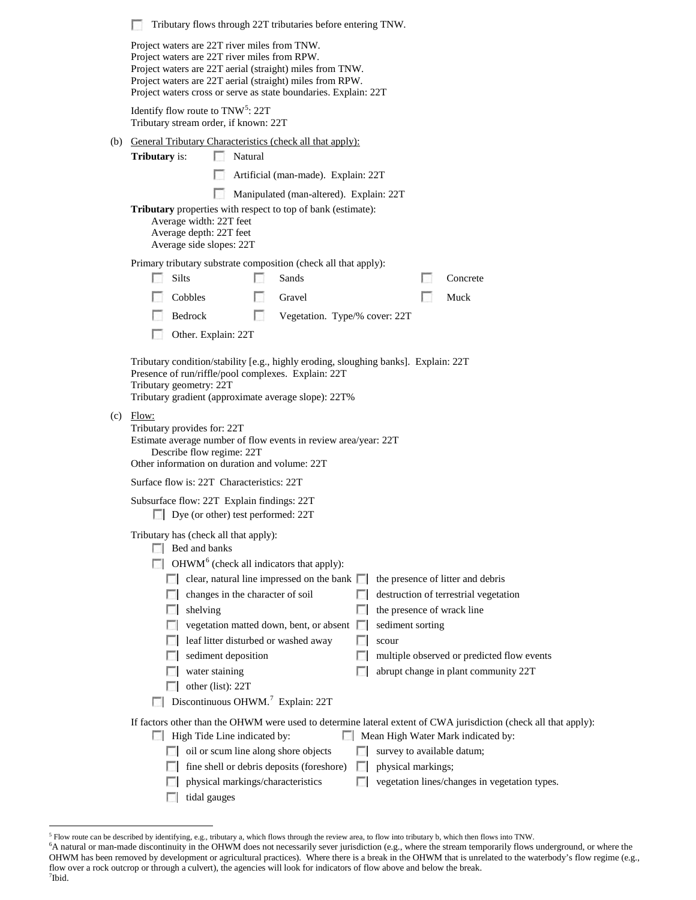☐ Tributary flows through 22T tributaries before entering TNW.

Project waters are 22T river miles from TNW.
Project waters are 22T river miles from RPW.
Project waters are 22T aerial (straight) miles from TNW.
Project waters are 22T aerial (straight) miles from RPW.
Project waters cross or serve as state boundaries. Explain: 22T

Identify flow route to TNW[5]: 22T
Tributary stream order, if known: 22T

(b) General Tributary Characteristics (check all that apply):

**Tributary** is: ☐ Natural

☐ Artificial (man-made). Explain: 22T

☐ Manipulated (man-altered). Explain: 22T

**Tributary** properties with respect to top of bank (estimate):
Average width: 22T feet
Average depth: 22T feet
Average side slopes: 22T

Primary tributary substrate composition (check all that apply):

☐ Silts ☐ Sands ☐ Concrete

☐ Cobbles ☐ Gravel ☐ Muck

☐ Bedrock ☐ Vegetation. Type/% cover: 22T

☐ Other. Explain: 22T

Tributary condition/stability [e.g., highly eroding, sloughing banks]. Explain: 22T
Presence of run/riffle/pool complexes. Explain: 22T
Tributary geometry: 22T
Tributary gradient (approximate average slope): 22T%

(c) Flow:
Tributary provides for: 22T
Estimate average number of flow events in review area/year: 22T
Describe flow regime: 22T
Other information on duration and volume: 22T

Surface flow is: 22T Characteristics: 22T

Subsurface flow: 22T Explain findings: 22T
☐ Dye (or other) test performed: 22T

Tributary has (check all that apply):
☐ Bed and banks
☐ OHWM[6] (check all indicators that apply):
☐ clear, natural line impressed on the bank ☐ the presence of litter and debris
☐ changes in the character of soil ☐ destruction of terrestrial vegetation
☐ shelving ☐ the presence of wrack line
☐ vegetation matted down, bent, or absent ☐ sediment sorting
☐ leaf litter disturbed or washed away ☐ scour
☐ sediment deposition ☐ multiple observed or predicted flow events
☐ water staining ☐ abrupt change in plant community 22T
☐ other (list): 22T
☐ Discontinuous OHWM.[7] Explain: 22T

If factors other than the OHWM were used to determine lateral extent of CWA jurisdiction (check all that apply):
☐ High Tide Line indicated by: ☐ Mean High Water Mark indicated by:
☐ oil or scum line along shore objects ☐ survey to available datum;
☐ fine shell or debris deposits (foreshore) ☐ physical markings;
☐ physical markings/characteristics ☐ vegetation lines/changes in vegetation types.
☐ tidal gauges

[5] Flow route can be described by identifying, e.g., tributary a, which flows through the review area, to flow into tributary b, which then flows into TNW.
[6]A natural or man-made discontinuity in the OHWM does not necessarily sever jurisdiction (e.g., where the stream temporarily flows underground, or where the OHWM has been removed by development or agricultural practices). Where there is a break in the OHWM that is unrelated to the waterbody's flow regime (e.g., flow over a rock outcrop or through a culvert), the agencies will look for indicators of flow above and below the break.
[7]Ibid.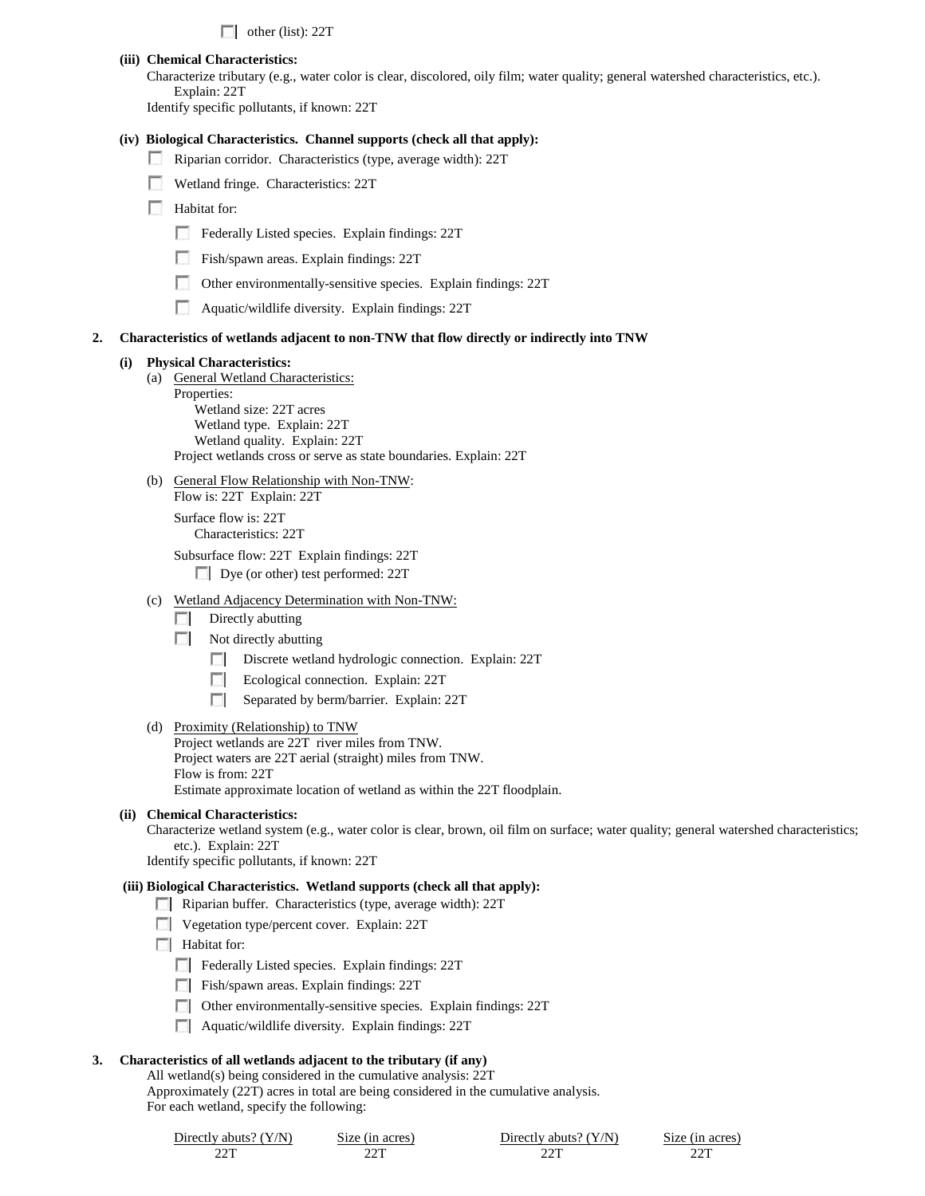- [ ] other (list): 22T

**(iii) Chemical Characteristics:**

Characterize tributary (e.g., water color is clear, discolored, oily film; water quality; general watershed characteristics, etc.). Explain: 22T

Identify specific pollutants, if known: 22T

**(iv) Biological Characteristics. Channel supports (check all that apply):**

- [ ] Riparian corridor. Characteristics (type, average width): 22T
- [ ] Wetland fringe. Characteristics: 22T
- [ ] Habitat for:
  - [ ] Federally Listed species. Explain findings: 22T
  - [ ] Fish/spawn areas. Explain findings: 22T
  - [ ] Other environmentally-sensitive species. Explain findings: 22T
  - [ ] Aquatic/wildlife diversity. Explain findings: 22T

**2. Characteristics of wetlands adjacent to non-TNW that flow directly or indirectly into TNW**

**(i) Physical Characteristics:**

(a) General Wetland Characteristics:

Properties:

Wetland size: 22T acres

Wetland type. Explain: 22T

Wetland quality. Explain: 22T

Project wetlands cross or serve as state boundaries. Explain: 22T

(b) General Flow Relationship with Non-TNW:

Flow is: 22T Explain: 22T

Surface flow is: 22T

Characteristics: 22T

Subsurface flow: 22T Explain findings: 22T

- [ ] Dye (or other) test performed: 22T

(c) Wetland Adjacency Determination with Non-TNW:

- [ ] Directly abutting
- [ ] Not directly abutting
  - [ ] Discrete wetland hydrologic connection. Explain: 22T
  - [ ] Ecological connection. Explain: 22T
  - [ ] Separated by berm/barrier. Explain: 22T

(d) Proximity (Relationship) to TNW

Project wetlands are 22T river miles from TNW.

Project waters are 22T aerial (straight) miles from TNW.

Flow is from: 22T

Estimate approximate location of wetland as within the 22T floodplain.

**(ii) Chemical Characteristics:**

Characterize wetland system (e.g., water color is clear, brown, oil film on surface; water quality; general watershed characteristics; etc.). Explain: 22T

Identify specific pollutants, if known: 22T

**(iii) Biological Characteristics. Wetland supports (check all that apply):**

- [ ] Riparian buffer. Characteristics (type, average width): 22T
- [ ] Vegetation type/percent cover. Explain: 22T
- [ ] Habitat for:
  - [ ] Federally Listed species. Explain findings: 22T
  - [ ] Fish/spawn areas. Explain findings: 22T
  - [ ] Other environmentally-sensitive species. Explain findings: 22T
  - [ ] Aquatic/wildlife diversity. Explain findings: 22T

**3. Characteristics of all wetlands adjacent to the tributary (if any)**

All wetland(s) being considered in the cumulative analysis: 22T

Approximately (22T) acres in total are being considered in the cumulative analysis.

For each wetland, specify the following:

| Directly abuts? (Y/N) | Size (in acres) | Directly abuts? (Y/N) | Size (in acres) |
|---|---|---|---|
| 22T | 22T | 22T | 22T |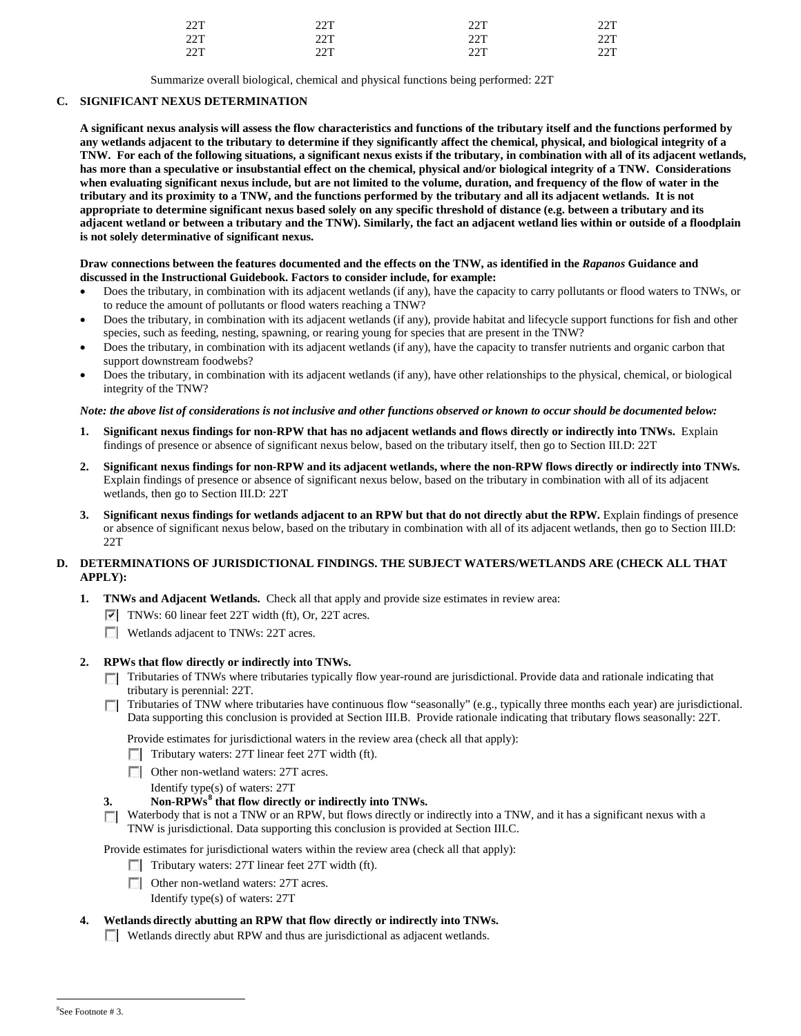| | | | |
|---|---|---|---|
| 22T | 22T | 22T | 22T |
| 22T | 22T | 22T | 22T |
| 22T | 22T | 22T | 22T |

Summarize overall biological, chemical and physical functions being performed: 22T

## C. SIGNIFICANT NEXUS DETERMINATION

**A significant nexus analysis will assess the flow characteristics and functions of the tributary itself and the functions performed by any wetlands adjacent to the tributary to determine if they significantly affect the chemical, physical, and biological integrity of a TNW. For each of the following situations, a significant nexus exists if the tributary, in combination with all of its adjacent wetlands, has more than a speculative or insubstantial effect on the chemical, physical and/or biological integrity of a TNW. Considerations when evaluating significant nexus include, but are not limited to the volume, duration, and frequency of the flow of water in the tributary and its proximity to a TNW, and the functions performed by the tributary and all its adjacent wetlands. It is not appropriate to determine significant nexus based solely on any specific threshold of distance (e.g. between a tributary and its adjacent wetland or between a tributary and the TNW). Similarly, the fact an adjacent wetland lies within or outside of a floodplain is not solely determinative of significant nexus.**

**Draw connections between the features documented and the effects on the TNW, as identified in the *Rapanos* Guidance and discussed in the Instructional Guidebook. Factors to consider include, for example:**

- Does the tributary, in combination with its adjacent wetlands (if any), have the capacity to carry pollutants or flood waters to TNWs, or to reduce the amount of pollutants or flood waters reaching a TNW?
- Does the tributary, in combination with its adjacent wetlands (if any), provide habitat and lifecycle support functions for fish and other species, such as feeding, nesting, spawning, or rearing young for species that are present in the TNW?
- Does the tributary, in combination with its adjacent wetlands (if any), have the capacity to transfer nutrients and organic carbon that support downstream foodwebs?
- Does the tributary, in combination with its adjacent wetlands (if any), have other relationships to the physical, chemical, or biological integrity of the TNW?

***Note: the above list of considerations is not inclusive and other functions observed or known to occur should be documented below:***

1. **Significant nexus findings for non-RPW that has no adjacent wetlands and flows directly or indirectly into TNWs.** Explain findings of presence or absence of significant nexus below, based on the tributary itself, then go to Section III.D: 22T

2. **Significant nexus findings for non-RPW and its adjacent wetlands, where the non-RPW flows directly or indirectly into TNWs.** Explain findings of presence or absence of significant nexus below, based on the tributary in combination with all of its adjacent wetlands, then go to Section III.D: 22T

3. **Significant nexus findings for wetlands adjacent to an RPW but that do not directly abut the RPW.** Explain findings of presence or absence of significant nexus below, based on the tributary in combination with all of its adjacent wetlands, then go to Section III.D: 22T

## D. DETERMINATIONS OF JURISDICTIONAL FINDINGS. THE SUBJECT WATERS/WETLANDS ARE (CHECK ALL THAT APPLY):

1. **TNWs and Adjacent Wetlands.** Check all that apply and provide size estimates in review area:
   - ☑ TNWs: 60 linear feet 22T width (ft), Or, 22T acres.
   - ☐ Wetlands adjacent to TNWs: 22T acres.

2. **RPWs that flow directly or indirectly into TNWs.**
   - ☐ Tributaries of TNWs where tributaries typically flow year-round are jurisdictional. Provide data and rationale indicating that tributary is perennial: 22T.
   - ☐ Tributaries of TNW where tributaries have continuous flow "seasonally" (e.g., typically three months each year) are jurisdictional. Data supporting this conclusion is provided at Section III.B. Provide rationale indicating that tributary flows seasonally: 22T.

   Provide estimates for jurisdictional waters in the review area (check all that apply):
   - ☐ Tributary waters: 27T linear feet 27T width (ft).
   - ☐ Other non-wetland waters: 27T acres.
     Identify type(s) of waters: 27T

3. **Non-RPWs[8] that flow directly or indirectly into TNWs.**
   - ☐ Waterbody that is not a TNW or an RPW, but flows directly or indirectly into a TNW, and it has a significant nexus with a TNW is jurisdictional. Data supporting this conclusion is provided at Section III.C.

   Provide estimates for jurisdictional waters within the review area (check all that apply):
   - ☐ Tributary waters: 27T linear feet 27T width (ft).
   - ☐ Other non-wetland waters: 27T acres.
     Identify type(s) of waters: 27T

4. **Wetlands directly abutting an RPW that flow directly or indirectly into TNWs.**
   - ☐ Wetlands directly abut RPW and thus are jurisdictional as adjacent wetlands.

---

[8] See Footnote # 3.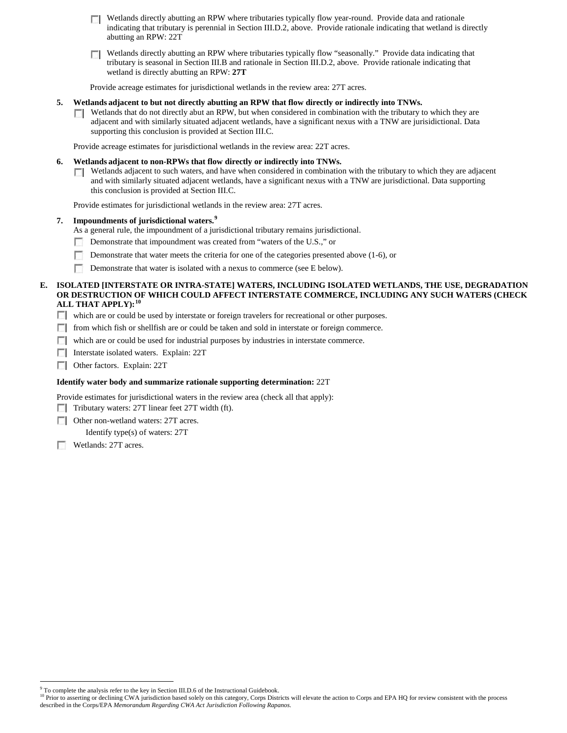- [ ] Wetlands directly abutting an RPW where tributaries typically flow year-round. Provide data and rationale indicating that tributary is perennial in Section III.D.2, above. Provide rationale indicating that wetland is directly abutting an RPW: 22T

- [ ] Wetlands directly abutting an RPW where tributaries typically flow "seasonally." Provide data indicating that tributary is seasonal in Section III.B and rationale in Section III.D.2, above. Provide rationale indicating that wetland is directly abutting an RPW: **27T**

Provide acreage estimates for jurisdictional wetlands in the review area: 27T acres.

**5. Wetlands adjacent to but not directly abutting an RPW that flow directly or indirectly into TNWs.**

- [ ] Wetlands that do not directly abut an RPW, but when considered in combination with the tributary to which they are adjacent and with similarly situated adjacent wetlands, have a significant nexus with a TNW are jurisidictional. Data supporting this conclusion is provided at Section III.C.

Provide acreage estimates for jurisdictional wetlands in the review area: 22T acres.

**6. Wetlands adjacent to non-RPWs that flow directly or indirectly into TNWs.**

- [ ] Wetlands adjacent to such waters, and have when considered in combination with the tributary to which they are adjacent and with similarly situated adjacent wetlands, have a significant nexus with a TNW are jurisdictional. Data supporting this conclusion is provided at Section III.C.

Provide estimates for jurisdictional wetlands in the review area: 27T acres.

**7. Impoundments of jurisdictional waters.**[9]

As a general rule, the impoundment of a jurisdictional tributary remains jurisdictional.

- [ ] Demonstrate that impoundment was created from "waters of the U.S.," or
- [ ] Demonstrate that water meets the criteria for one of the categories presented above (1-6), or
- [ ] Demonstrate that water is isolated with a nexus to commerce (see E below).

**E. ISOLATED [INTERSTATE OR INTRA-STATE] WATERS, INCLUDING ISOLATED WETLANDS, THE USE, DEGRADATION OR DESTRUCTION OF WHICH COULD AFFECT INTERSTATE COMMERCE, INCLUDING ANY SUCH WATERS (CHECK ALL THAT APPLY):**[10]

- [ ] which are or could be used by interstate or foreign travelers for recreational or other purposes.
- [ ] from which fish or shellfish are or could be taken and sold in interstate or foreign commerce.
- [ ] which are or could be used for industrial purposes by industries in interstate commerce.
- [ ] Interstate isolated waters. Explain: 22T
- [ ] Other factors. Explain: 22T

**Identify water body and summarize rationale supporting determination:** 22T

Provide estimates for jurisdictional waters in the review area (check all that apply):

- [ ] Tributary waters: 27T linear feet 27T width (ft).
- [ ] Other non-wetland waters: 27T acres.
  
  Identify type(s) of waters: 27T
- [ ] Wetlands: 27T acres.

---

[9] To complete the analysis refer to the key in Section III.D.6 of the Instructional Guidebook.

[10] Prior to asserting or declining CWA jurisdiction based solely on this category, Corps Districts will elevate the action to Corps and EPA HQ for review consistent with the process described in the Corps/EPA *Memorandum Regarding CWA Act Jurisdiction Following Rapanos.*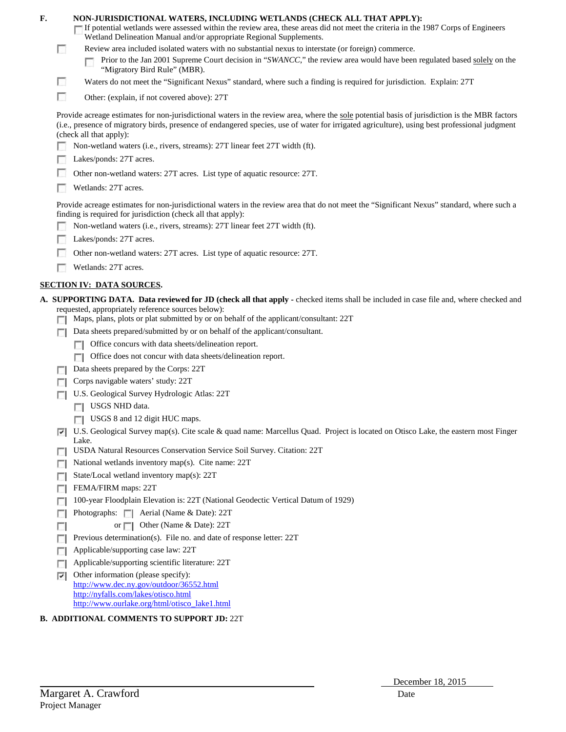**F. NON-JURISDICTIONAL WATERS, INCLUDING WETLANDS (CHECK ALL THAT APPLY):**

- [ ] If potential wetlands were assessed within the review area, these areas did not meet the criteria in the 1987 Corps of Engineers Wetland Delineation Manual and/or appropriate Regional Supplements.
- [ ] Review area included isolated waters with no substantial nexus to interstate (or foreign) commerce.
  - [ ] Prior to the Jan 2001 Supreme Court decision in "*SWANCC*," the review area would have been regulated based solely on the "Migratory Bird Rule" (MBR).
- [ ] Waters do not meet the "Significant Nexus" standard, where such a finding is required for jurisdiction. Explain: 27T
- [ ] Other: (explain, if not covered above): 27T

Provide acreage estimates for non-jurisdictional waters in the review area, where the sole potential basis of jurisdiction is the MBR factors (i.e., presence of migratory birds, presence of endangered species, use of water for irrigated agriculture), using best professional judgment (check all that apply):

- [ ] Non-wetland waters (i.e., rivers, streams): 27T linear feet 27T width (ft).
- [ ] Lakes/ponds: 27T acres.
- [ ] Other non-wetland waters: 27T acres. List type of aquatic resource: 27T.
- [ ] Wetlands: 27T acres.

Provide acreage estimates for non-jurisdictional waters in the review area that do not meet the "Significant Nexus" standard, where such a finding is required for jurisdiction (check all that apply):

- [ ] Non-wetland waters (i.e., rivers, streams): 27T linear feet 27T width (ft).
- [ ] Lakes/ponds: 27T acres.
- [ ] Other non-wetland waters: 27T acres. List type of aquatic resource: 27T.
- [ ] Wetlands: 27T acres.

## SECTION IV: DATA SOURCES.

**A. SUPPORTING DATA. Data reviewed for JD (check all that apply** - checked items shall be included in case file and, where checked and requested, appropriately reference sources below):

- [ ] Maps, plans, plots or plat submitted by or on behalf of the applicant/consultant: 22T
- [ ] Data sheets prepared/submitted by or on behalf of the applicant/consultant.
  - [ ] Office concurs with data sheets/delineation report.
  - [ ] Office does not concur with data sheets/delineation report.
- [ ] Data sheets prepared by the Corps: 22T
- [ ] Corps navigable waters' study: 22T
- [ ] U.S. Geological Survey Hydrologic Atlas: 22T
  - [ ] USGS NHD data.
  - [ ] USGS 8 and 12 digit HUC maps.
- [x] U.S. Geological Survey map(s). Cite scale & quad name: Marcellus Quad. Project is located on Otisco Lake, the eastern most Finger Lake.
- [ ] USDA Natural Resources Conservation Service Soil Survey. Citation: 22T
- [ ] National wetlands inventory map(s). Cite name: 22T
- [ ] State/Local wetland inventory map(s): 22T
- [ ] FEMA/FIRM maps: 22T
- [ ] 100-year Floodplain Elevation is: 22T (National Geodectic Vertical Datum of 1929)
- [ ] Photographs: [ ] Aerial (Name & Date): 22T
- [ ] or [ ] Other (Name & Date): 22T
- [ ] Previous determination(s). File no. and date of response letter: 22T
- [ ] Applicable/supporting case law: 22T
- [ ] Applicable/supporting scientific literature: 22T
- [x] Other information (please specify):
  http://www.dec.ny.gov/outdoor/36552.html
  http://nyfalls.com/lakes/otisco.html
  http://www.ourlake.org/html/otisco_lake1.html

**B. ADDITIONAL COMMENTS TO SUPPORT JD:** 22T

Margaret A. Crawford
Project Manager

December 18, 2015
Date